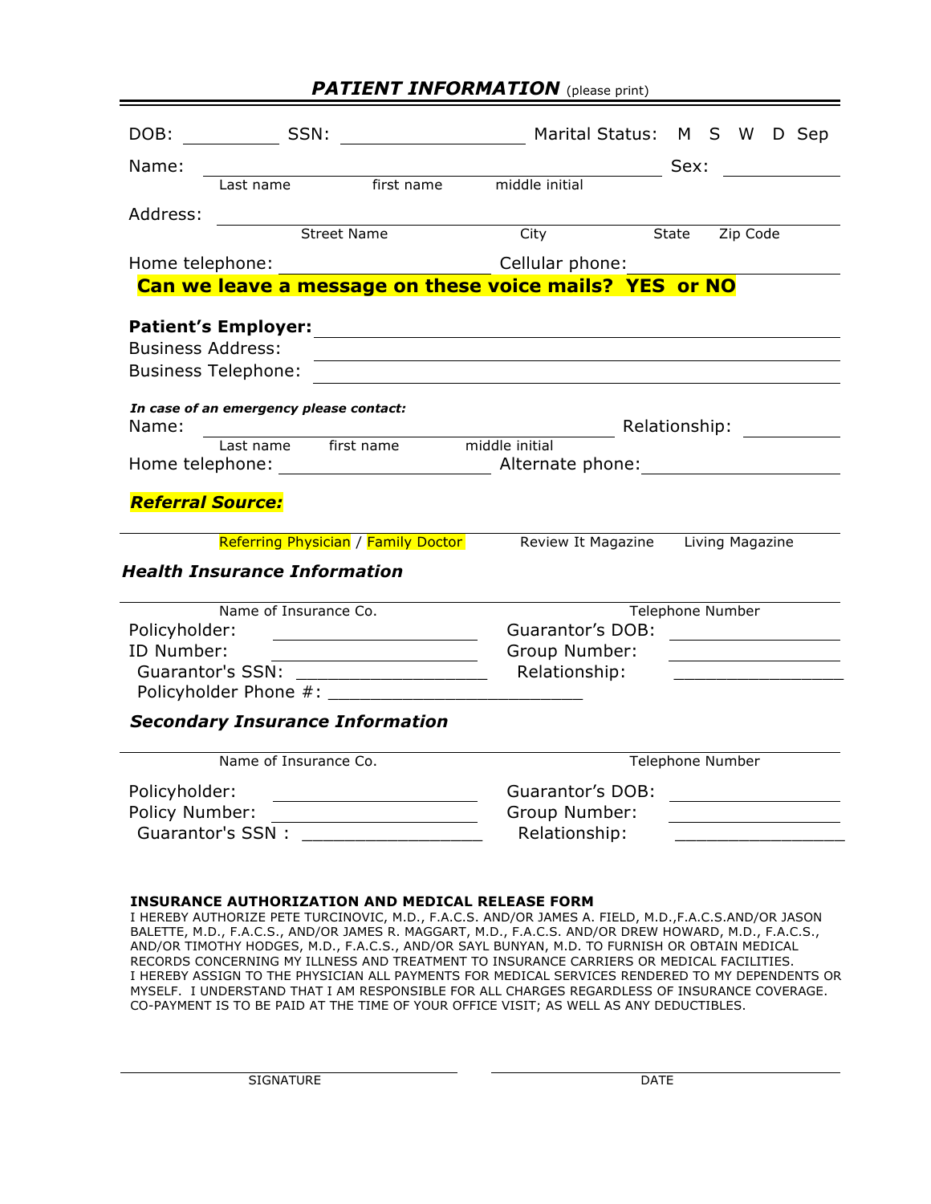# *PATIENT INFORMATION* (please print)

DOB: __________ SSN: ____________________ Marital Status: M S W D Sep

Name: ________________________________________________ Sex: __________
Last name first name middle initial

Address: ______________________________________________________________
Street Name City State Zip Code

Home telephone: ______________________ Cellular phone: ______________________

**Can we leave a message on these voice mails? YES or NO**

**Patient's Employer:** ______________________________________________

Business Address: ______________________________________________

Business Telephone: ______________________________________________

***In case of an emergency please contact:***

Name: ____________________________________________ Relationship: __________
Last name first name middle initial

Home telephone: ______________________ Alternate phone: ______________________

***Referral Source:***

______________________________________________________________________

Referring Physician / Family Doctor Review It Magazine Living Magazine

### *Health Insurance Information*

______________________________________________________________________

Name of Insurance Co. Telephone Number

Policyholder: ____________________ Guarantor's DOB: ____________________

ID Number: ____________________ Group Number: ____________________

Guarantor's SSN: ____________________ Relationship: ____________________

Policyholder Phone #: __________________________

### *Secondary Insurance Information*

______________________________________________________________________

Name of Insurance Co. Telephone Number

Policyholder: ____________________ Guarantor's DOB: ____________________

Policy Number: ____________________ Group Number: ____________________

Guarantor's SSN : ____________________ Relationship: ____________________

**INSURANCE AUTHORIZATION AND MEDICAL RELEASE FORM**

I HEREBY AUTHORIZE PETE TURCINOVIC, M.D., F.A.C.S. AND/OR JAMES A. FIELD, M.D.,F.A.C.S.AND/OR JASON BALETTE, M.D., F.A.C.S., AND/OR JAMES R. MAGGART, M.D., F.A.C.S. AND/OR DREW HOWARD, M.D., F.A.C.S., AND/OR TIMOTHY HODGES, M.D., F.A.C.S., AND/OR SAYL BUNYAN, M.D. TO FURNISH OR OBTAIN MEDICAL RECORDS CONCERNING MY ILLNESS AND TREATMENT TO INSURANCE CARRIERS OR MEDICAL FACILITIES. I HEREBY ASSIGN TO THE PHYSICIAN ALL PAYMENTS FOR MEDICAL SERVICES RENDERED TO MY DEPENDENTS OR MYSELF. I UNDERSTAND THAT I AM RESPONSIBLE FOR ALL CHARGES REGARDLESS OF INSURANCE COVERAGE. CO-PAYMENT IS TO BE PAID AT THE TIME OF YOUR OFFICE VISIT; AS WELL AS ANY DEDUCTIBLES.

______________________________ ______________________________

SIGNATURE DATE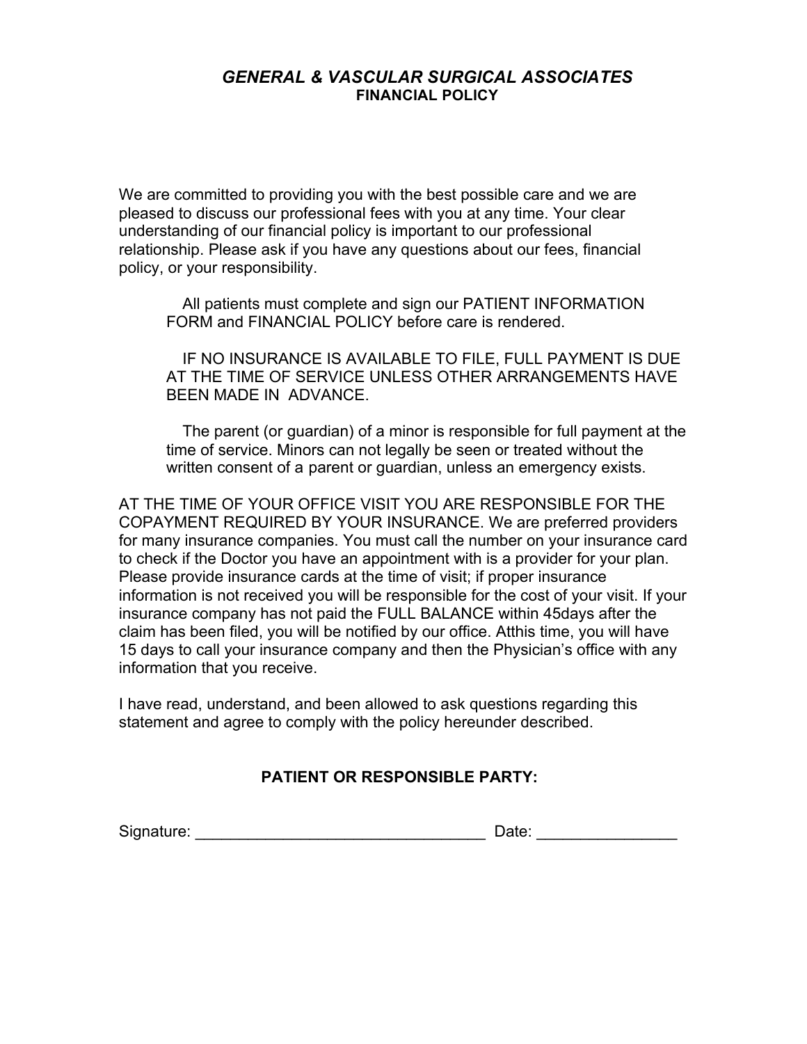# *GENERAL & VASCULAR SURGICAL ASSOCIATES*

## FINANCIAL POLICY

We are committed to providing you with the best possible care and we are pleased to discuss our professional fees with you at any time. Your clear understanding of our financial policy is important to our professional relationship. Please ask if you have any questions about our fees, financial policy, or your responsibility.

> All patients must complete and sign our PATIENT INFORMATION FORM and FINANCIAL POLICY before care is rendered.
>
> IF NO INSURANCE IS AVAILABLE TO FILE, FULL PAYMENT IS DUE AT THE TIME OF SERVICE UNLESS OTHER ARRANGEMENTS HAVE BEEN MADE IN ADVANCE.
>
> The parent (or guardian) of a minor is responsible for full payment at the time of service. Minors can not legally be seen or treated without the written consent of a parent or guardian, unless an emergency exists.

AT THE TIME OF YOUR OFFICE VISIT YOU ARE RESPONSIBLE FOR THE COPAYMENT REQUIRED BY YOUR INSURANCE. We are preferred providers for many insurance companies. You must call the number on your insurance card to check if the Doctor you have an appointment with is a provider for your plan. Please provide insurance cards at the time of visit; if proper insurance information is not received you will be responsible for the cost of your visit. If your insurance company has not paid the FULL BALANCE within 45days after the claim has been filed, you will be notified by our office. Atthis time, you will have 15 days to call your insurance company and then the Physician's office with any information that you receive.

I have read, understand, and been allowed to ask questions regarding this statement and agree to comply with the policy hereunder described.

**PATIENT OR RESPONSIBLE PARTY:**

Signature: _________________________________ Date: ________________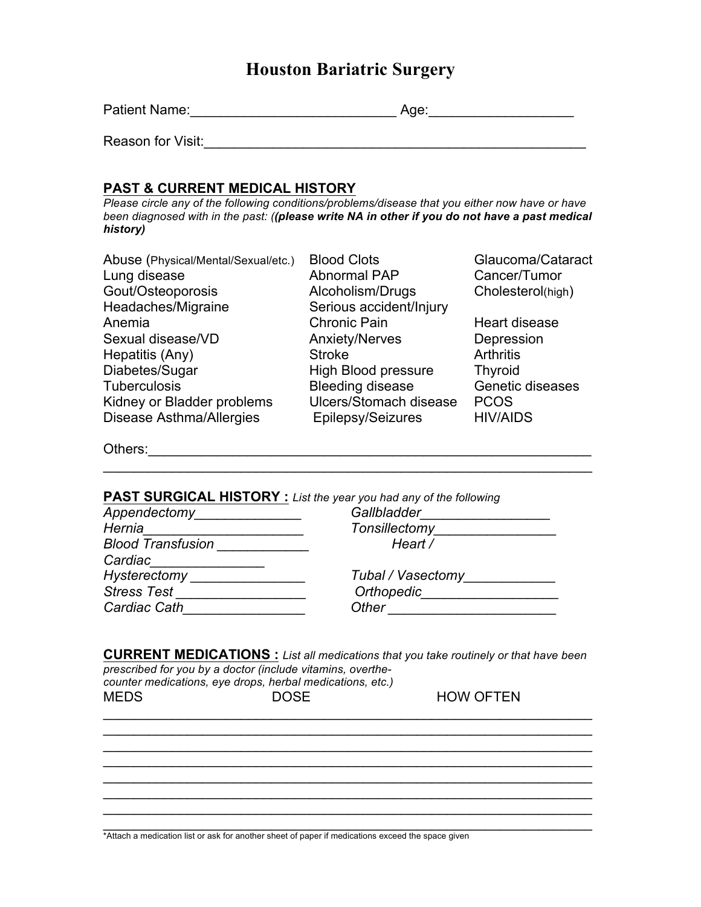# Houston Bariatric Surgery

Patient Name:___________________________ Age:__________________

Reason for Visit:____________________________________________________

## PAST & CURRENT MEDICAL HISTORY

*Please circle any of the following conditions/problems/disease that you either now have or have been diagnosed with in the past: ((**please write NA in other if you do not have a past medical history)***

| | | |
|---|---|---|
| Abuse (Physical/Mental/Sexual/etc.) | Blood Clots | Glaucoma/Cataract |
| Lung disease | Abnormal PAP | Cancer/Tumor |
| Gout/Osteoporosis | Alcoholism/Drugs | Cholesterol(high) |
| Headaches/Migraine | Serious accident/Injury | |
| Anemia | Chronic Pain | Heart disease |
| Sexual disease/VD | Anxiety/Nerves | Depression |
| Hepatitis (Any) | Stroke | Arthritis |
| Diabetes/Sugar | High Blood pressure | Thyroid |
| Tuberculosis | Bleeding disease | Genetic diseases |
| Kidney or Bladder problems | Ulcers/Stomach disease | PCOS |
| Disease Asthma/Allergies | Epilepsy/Seizures | HIV/AIDS |

Others:__________________________________________________________
______________________________________________________________

## PAST SURGICAL HISTORY : *List the year you had any of the following*

*Appendectomy______________* *Gallbladder_________________*
*Hernia_____________________* *Tonsillectomy________________*
*Blood Transfusion ____________* *Heart /*
*Cardiac_______________*
*Hysterectomy _______________* *Tubal / Vasectomy____________*
*Stress Test _________________* *Orthopedic__________________*
*Cardiac Cath________________* *Other ______________________*

## CURRENT MEDICATIONS : *List all medications that you take routinely or that have been prescribed for you by a doctor (include vitamins, overthe-counter medications, eye drops, herbal medications, etc.)*

MEDS DOSE HOW OFTEN

______________________________________________________________
______________________________________________________________
______________________________________________________________
______________________________________________________________
______________________________________________________________
______________________________________________________________
______________________________________________________________
______________________________________________________________

*Attach a medication list or ask for another sheet of paper if medications exceed the space given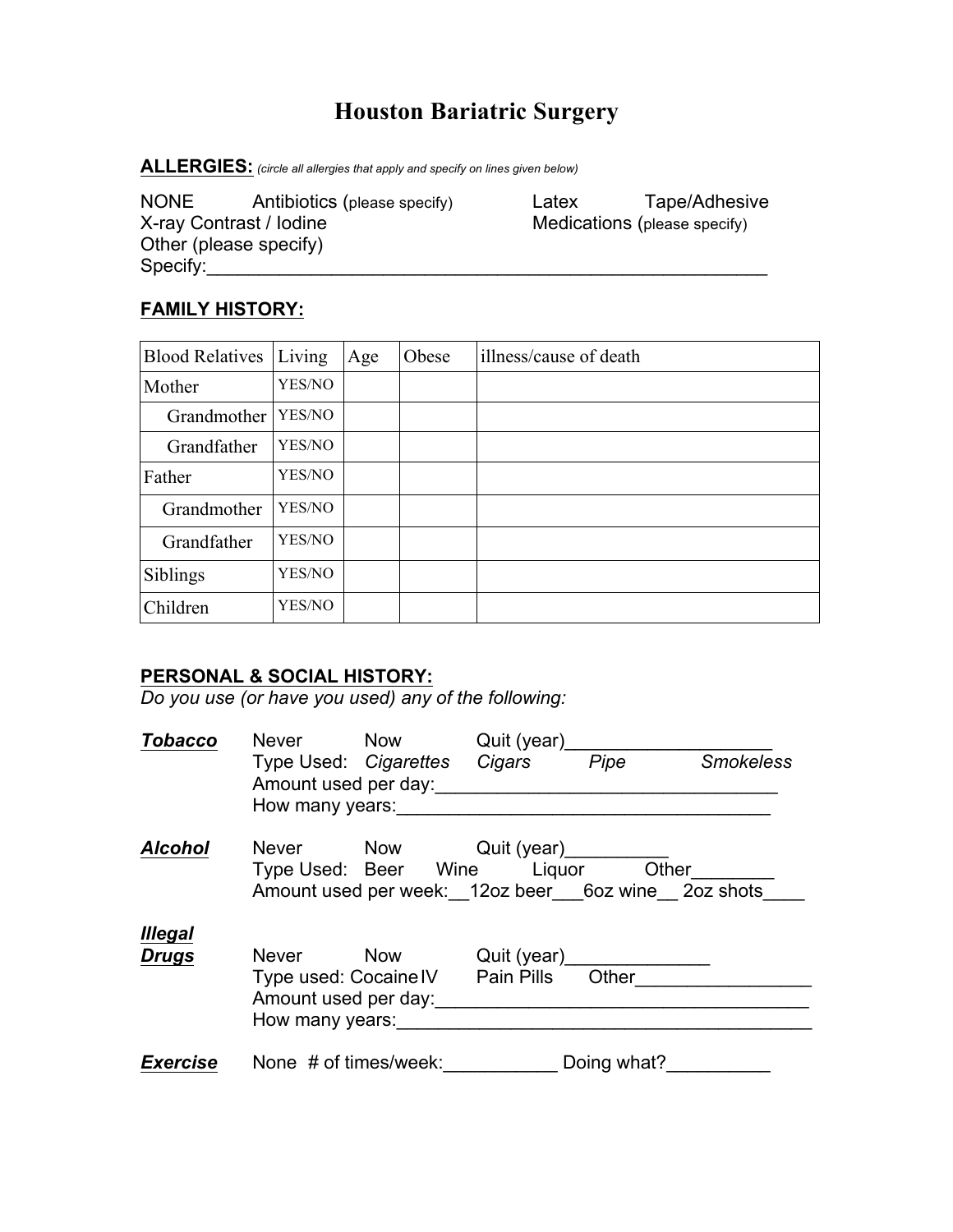# Houston Bariatric Surgery

**ALLERGIES:** *(circle all allergies that apply and specify on lines given below)*

NONE    Antibiotics (please specify)    Latex    Tape/Adhesive
X-ray Contrast / Iodine    Medications (please specify)
Other (please specify)
Specify:_______________________________________________________

**FAMILY HISTORY:**

| Blood Relatives | Living | Age | Obese | illness/cause of death |
|---|---|---|---|---|
| Mother | YES/NO | | | |
| Grandmother | YES/NO | | | |
| Grandfather | YES/NO | | | |
| Father | YES/NO | | | |
| Grandmother | YES/NO | | | |
| Grandfather | YES/NO | | | |
| Siblings | YES/NO | | | |
| Children | YES/NO | | | |

**PERSONAL & SOCIAL HISTORY:**
*Do you use (or have you used) any of the following:*

***Tobacco***    Never    Now    Quit (year)____________________
Type Used: *Cigarettes*    *Cigars*    *Pipe*    *Smokeless*
Amount used per day:_________________________________
How many years:____________________________________

***Alcohol***    Never    Now    Quit (year)__________
Type Used: Beer    Wine    Liquor    Other________
Amount used per week:__12oz beer___6oz wine__ 2oz shots____

***Illegal Drugs***    Never    Now    Quit (year)______________
Type used: Cocaine IV    Pain Pills    Other_________________
Amount used per day:____________________________________
How many years:________________________________________

***Exercise***    None  # of times/week:___________ Doing what?__________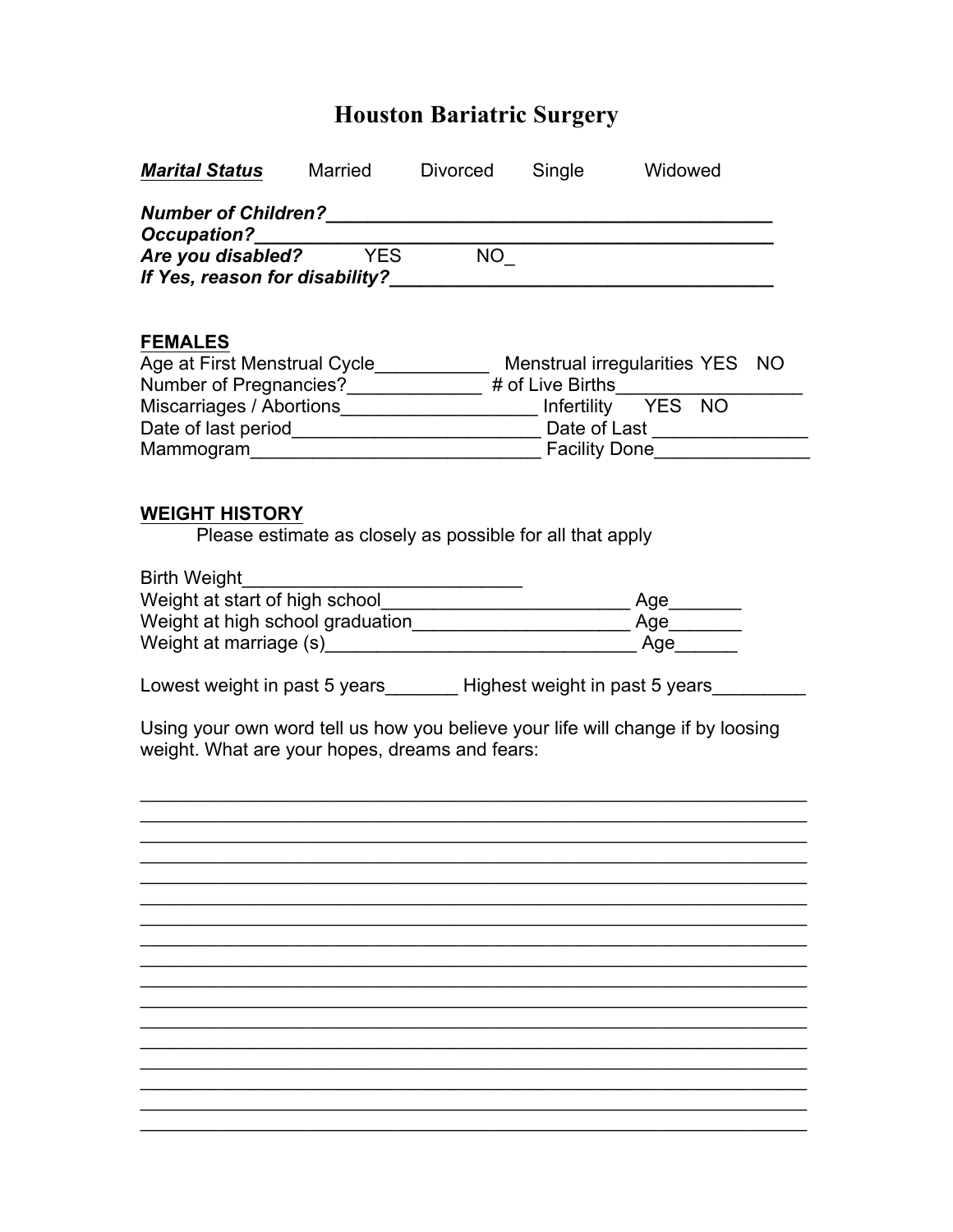# Houston Bariatric Surgery

***Marital Status*** Married Divorced Single Widowed

***Number of Children?*____________________________________________**
***Occupation?*_________________________________________________**
***Are you disabled?*** YES NO_
***If Yes, reason for disability?*______________________________________**

**FEMALES**

Age at First Menstrual Cycle___________ Menstrual irregularities YES NO
Number of Pregnancies?_____________ # of Live Births__________________
Miscarriages / Abortions___________________ Infertility YES NO
Date of last period________________________ Date of Last _______________
Mammogram____________________________ Facility Done_______________

**WEIGHT HISTORY**

Please estimate as closely as possible for all that apply

Birth Weight___________________________
Weight at start of high school________________________ Age_______
Weight at high school graduation____________________ Age_______
Weight at marriage (s)______________________________ Age______

Lowest weight in past 5 years_______ Highest weight in past 5 years_________

Using your own word tell us how you believe your life will change if by loosing weight. What are your hopes, dreams and fears:

_____________________________________________________________
_____________________________________________________________
_____________________________________________________________
_____________________________________________________________
_____________________________________________________________
_____________________________________________________________
_____________________________________________________________
_____________________________________________________________
_____________________________________________________________
_____________________________________________________________
_____________________________________________________________
_____________________________________________________________
_____________________________________________________________
_____________________________________________________________
_____________________________________________________________
_____________________________________________________________
_____________________________________________________________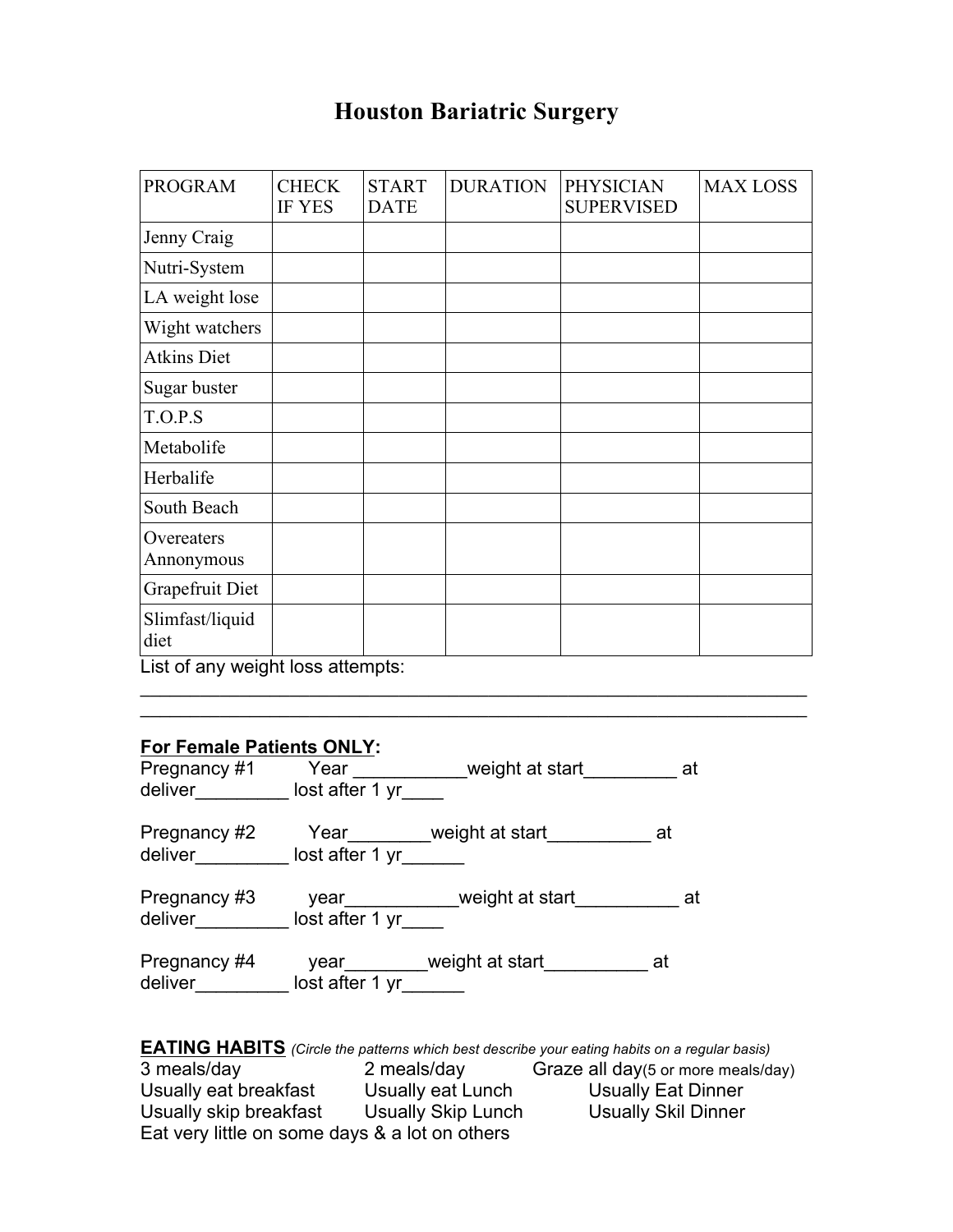# Houston Bariatric Surgery

| PROGRAM | CHECK IF YES | START DATE | DURATION | PHYSICIAN SUPERVISED | MAX LOSS |
|---|---|---|---|---|---|
| Jenny Craig | | | | | |
| Nutri-System | | | | | |
| LA weight lose | | | | | |
| Wight watchers | | | | | |
| Atkins Diet | | | | | |
| Sugar buster | | | | | |
| T.O.P.S | | | | | |
| Metabolife | | | | | |
| Herbalife | | | | | |
| South Beach | | | | | |
| Overeaters Annonymous | | | | | |
| Grapefruit Diet | | | | | |
| Slimfast/liquid diet | | | | | |

List of any weight loss attempts:
______________________________________________________________
______________________________________________________________

**For Female Patients ONLY:**

Pregnancy #1 Year ___________weight at start_________ at deliver_________ lost after 1 yr____

Pregnancy #2 Year________weight at start__________ at deliver_________ lost after 1 yr______

Pregnancy #3 year___________weight at start__________ at deliver_________ lost after 1 yr____

Pregnancy #4 year________weight at start__________ at deliver_________ lost after 1 yr______

**EATING HABITS** *(Circle the patterns which best describe your eating habits on a regular basis)*

3 meals/day 2 meals/day Graze all day(5 or more meals/day)
Usually eat breakfast Usually eat Lunch Usually Eat Dinner
Usually skip breakfast Usually Skip Lunch Usually Skil Dinner
Eat very little on some days & a lot on others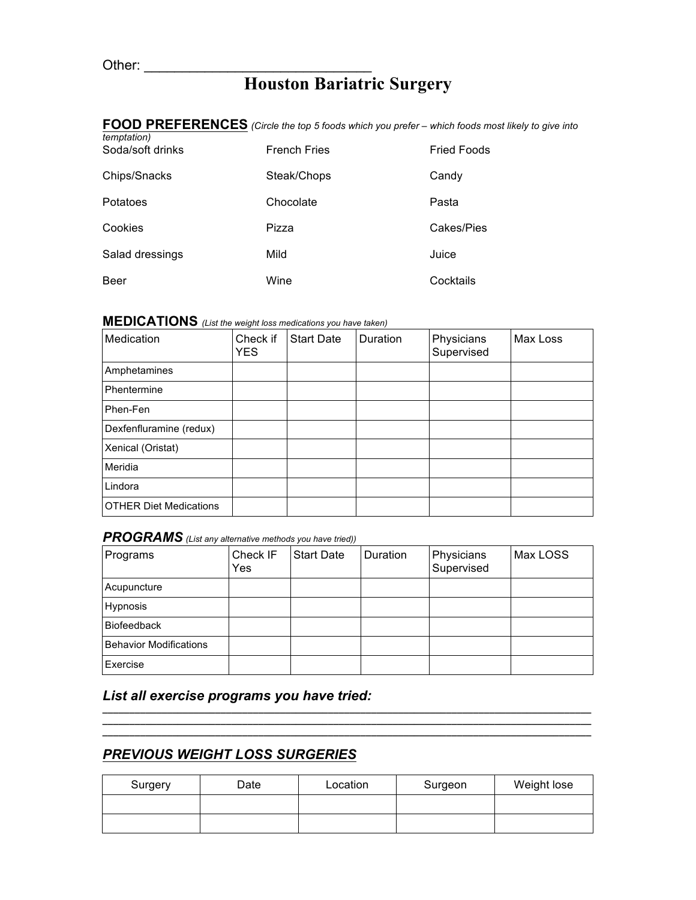Other: ____________________________

# Houston Bariatric Surgery

**FOOD PREFERENCES** *(Circle the top 5 foods which you prefer – which foods most likely to give into temptation)*

| | | |
|---|---|---|
| Soda/soft drinks | French Fries | Fried Foods |
| Chips/Snacks | Steak/Chops | Candy |
| Potatoes | Chocolate | Pasta |
| Cookies | Pizza | Cakes/Pies |
| Salad dressings | Mild | Juice |
| Beer | Wine | Cocktails |

**MEDICATIONS** *(List the weight loss medications you have taken)*

| Medication | Check if YES | Start Date | Duration | Physicians Supervised | Max Loss |
|---|---|---|---|---|---|
| Amphetamines | | | | | |
| Phentermine | | | | | |
| Phen-Fen | | | | | |
| Dexfenfluramine (redux) | | | | | |
| Xenical (Oristat) | | | | | |
| Meridia | | | | | |
| Lindora | | | | | |
| OTHER Diet Medications | | | | | |

***PROGRAMS*** *(List any alternative methods you have tried))*

| Programs | Check IF Yes | Start Date | Duration | Physicians Supervised | Max LOSS |
|---|---|---|---|---|---|
| Acupuncture | | | | | |
| Hypnosis | | | | | |
| Biofeedback | | | | | |
| Behavior Modifications | | | | | |
| Exercise | | | | | |

***List all exercise programs you have tried:***

______________________________________________________________________
______________________________________________________________________
______________________________________________________________________

***PREVIOUS WEIGHT LOSS SURGERIES***

| Surgery | Date | Location | Surgeon | Weight lose |
|---|---|---|---|---|
| | | | | |
| | | | | |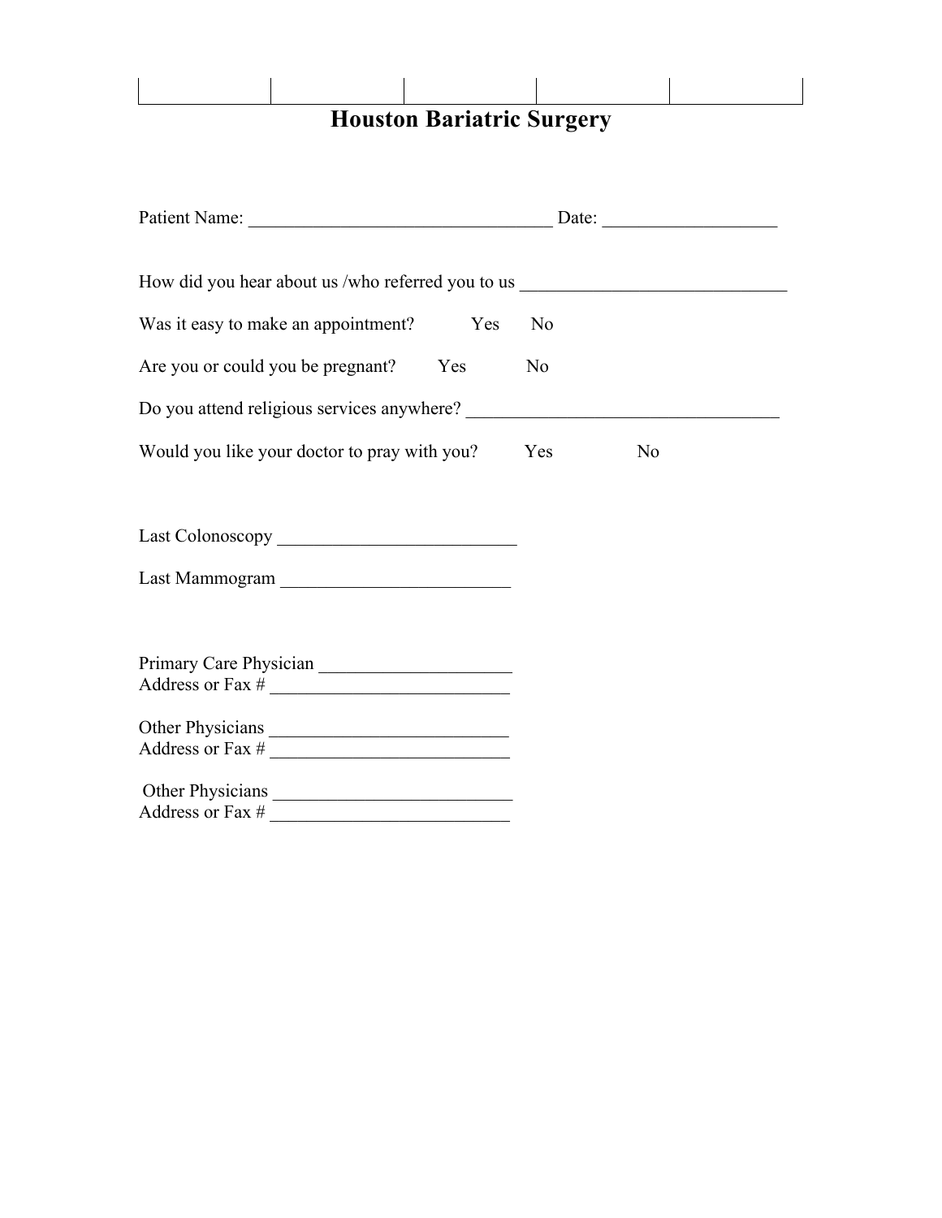| | | | | |
|---|---|---|---|---|

# Houston Bariatric Surgery

Patient Name: _________________________________ Date: ___________________

How did you hear about us /who referred you to us _____________________________

Was it easy to make an appointment? Yes No

Are you or could you be pregnant? Yes No

Do you attend religious services anywhere? __________________________________

Would you like your doctor to pray with you? Yes No

Last Colonoscopy __________________________

Last Mammogram _________________________

Primary Care Physician _____________________
Address or Fax # __________________________

Other Physicians __________________________
Address or Fax # __________________________

Other Physicians __________________________
Address or Fax # __________________________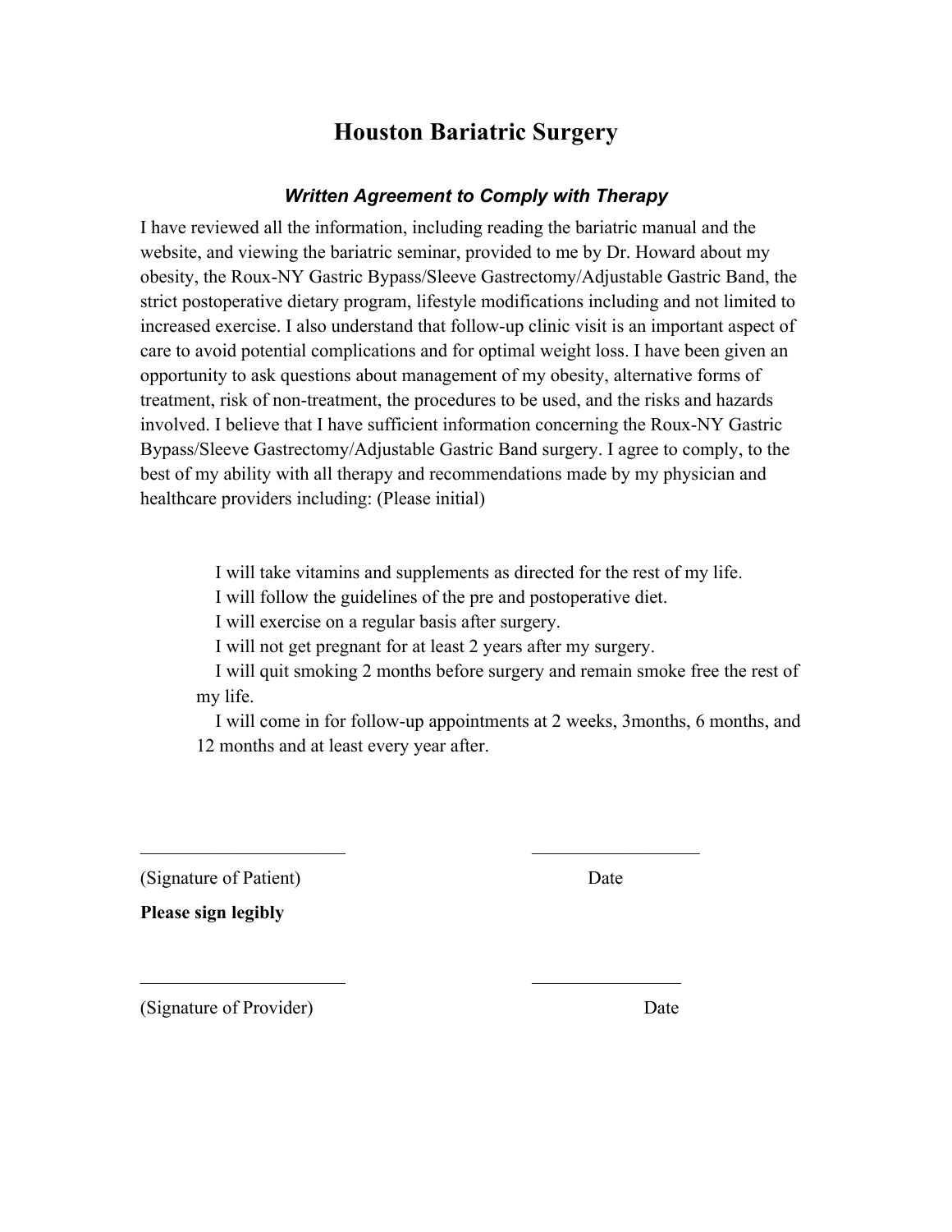# Houston Bariatric Surgery

### *Written Agreement to Comply with Therapy*

I have reviewed all the information, including reading the bariatric manual and the website, and viewing the bariatric seminar, provided to me by Dr. Howard about my obesity, the Roux-NY Gastric Bypass/Sleeve Gastrectomy/Adjustable Gastric Band, the strict postoperative dietary program, lifestyle modifications including and not limited to increased exercise. I also understand that follow-up clinic visit is an important aspect of care to avoid potential complications and for optimal weight loss. I have been given an opportunity to ask questions about management of my obesity, alternative forms of treatment, risk of non-treatment, the procedures to be used, and the risks and hazards involved. I believe that I have sufficient information concerning the Roux-NY Gastric Bypass/Sleeve Gastrectomy/Adjustable Gastric Band surgery. I agree to comply, to the best of my ability with all therapy and recommendations made by my physician and healthcare providers including: (Please initial)

I will take vitamins and supplements as directed for the rest of my life.
I will follow the guidelines of the pre and postoperative diet.
I will exercise on a regular basis after surgery.
I will not get pregnant for at least 2 years after my surgery.
I will quit smoking 2 months before surgery and remain smoke free the rest of my life.
I will come in for follow-up appointments at 2 weeks, 3months, 6 months, and 12 months and at least every year after.

_______________________ ___________________

(Signature of Patient) Date

**Please sign legibly**

_______________________ _________________

(Signature of Provider) Date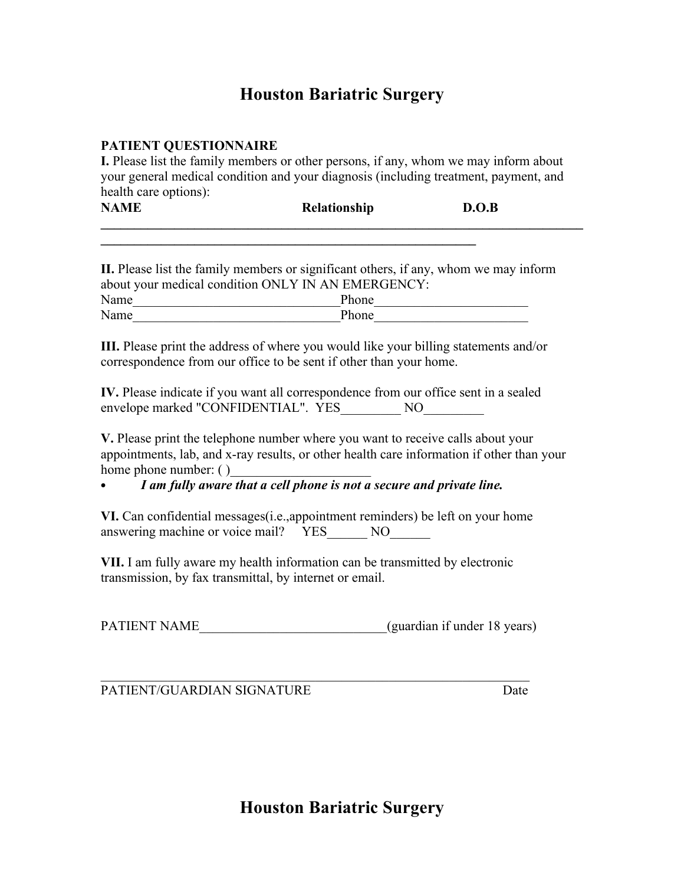# Houston Bariatric Surgery

**PATIENT QUESTIONNAIRE**

**I.** Please list the family members or other persons, if any, whom we may inform about your general medical condition and your diagnosis (including treatment, payment, and health care options):

**NAME** **Relationship** **D.O.B**

\_\_\_\_\_\_\_\_\_\_\_\_\_\_\_\_\_\_\_\_\_\_\_\_\_\_\_\_\_\_\_\_\_\_\_\_\_\_\_\_\_\_\_\_\_\_\_\_\_\_\_\_\_\_\_\_\_\_\_\_\_\_\_\_\_\_\_\_\_\_\_\_

\_\_\_\_\_\_\_\_\_\_\_\_\_\_\_\_\_\_\_\_\_\_\_\_\_\_\_\_\_\_\_\_\_\_\_\_\_\_\_\_\_\_\_\_\_\_\_\_\_\_\_\_\_\_\_

**II.** Please list the family members or significant others, if any, whom we may inform about your medical condition ONLY IN AN EMERGENCY:

Name\_\_\_\_\_\_\_\_\_\_\_\_\_\_\_\_\_\_\_\_\_\_\_\_\_\_\_\_\_\_\_Phone\_\_\_\_\_\_\_\_\_\_\_\_\_\_\_\_\_\_\_\_\_\_\_

Name\_\_\_\_\_\_\_\_\_\_\_\_\_\_\_\_\_\_\_\_\_\_\_\_\_\_\_\_\_\_\_Phone\_\_\_\_\_\_\_\_\_\_\_\_\_\_\_\_\_\_\_\_\_\_\_

**III.** Please print the address of where you would like your billing statements and/or correspondence from our office to be sent if other than your home.

**IV.** Please indicate if you want all correspondence from our office sent in a sealed envelope marked "CONFIDENTIAL". YES\_\_\_\_\_\_\_\_\_ NO\_\_\_\_\_\_\_\_\_

**V.** Please print the telephone number where you want to receive calls about your appointments, lab, and x-ray results, or other health care information if other than your home phone number: ( )\_\_\_\_\_\_\_\_\_\_\_\_\_\_\_\_\_\_\_\_\_

- ***I am fully aware that a cell phone is not a secure and private line.***

**VI.** Can confidential messages(i.e.,appointment reminders) be left on your home answering machine or voice mail? YES\_\_\_\_\_\_ NO\_\_\_\_\_\_

**VII.** I am fully aware my health information can be transmitted by electronic transmission, by fax transmittal, by internet or email.

PATIENT NAME\_\_\_\_\_\_\_\_\_\_\_\_\_\_\_\_\_\_\_\_\_\_\_\_\_\_\_\_(guardian if under 18 years)

\_\_\_\_\_\_\_\_\_\_\_\_\_\_\_\_\_\_\_\_\_\_\_\_\_\_\_\_\_\_\_\_\_\_\_\_\_\_\_\_\_\_\_\_\_\_\_\_\_\_\_\_\_\_\_\_\_\_\_\_\_

PATIENT/GUARDIAN SIGNATURE Date

# Houston Bariatric Surgery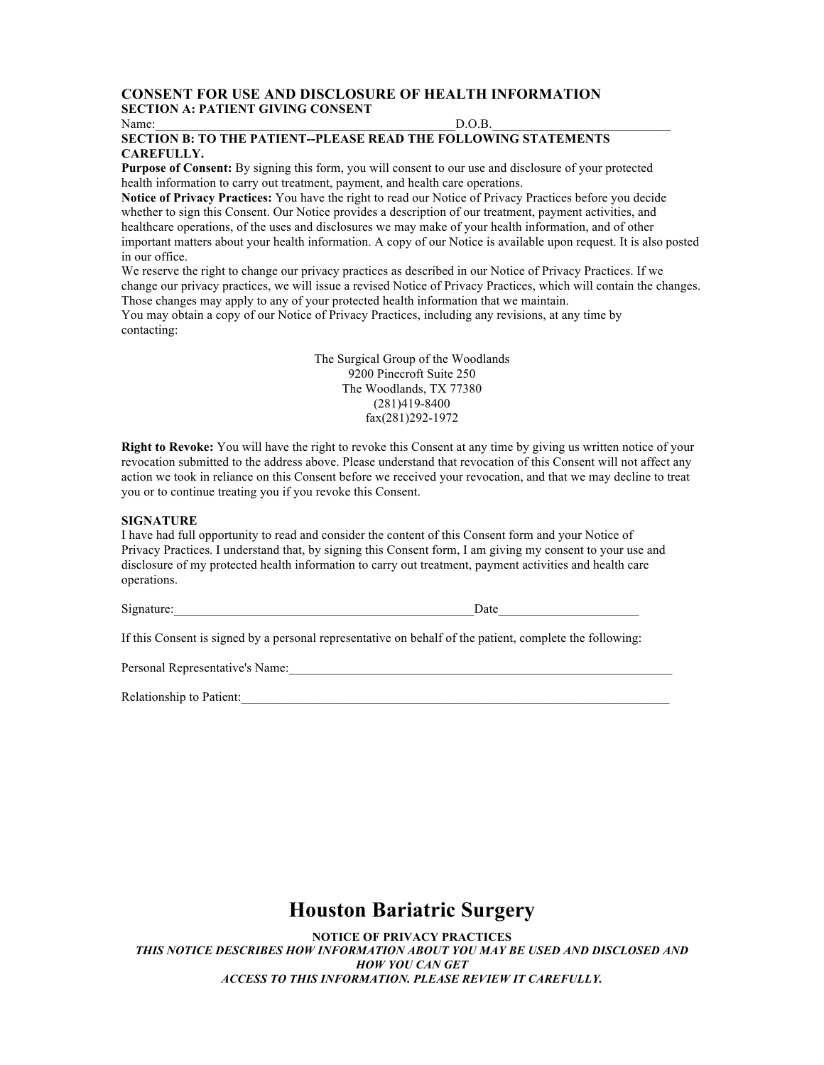## CONSENT FOR USE AND DISCLOSURE OF HEALTH INFORMATION

**SECTION A: PATIENT GIVING CONSENT**

Name:_______________________________________________D.O.B.___________________________

**SECTION B: TO THE PATIENT--PLEASE READ THE FOLLOWING STATEMENTS CAREFULLY.**

**Purpose of Consent:** By signing this form, you will consent to our use and disclosure of your protected health information to carry out treatment, payment, and health care operations.

**Notice of Privacy Practices:** You have the right to read our Notice of Privacy Practices before you decide whether to sign this Consent. Our Notice provides a description of our treatment, payment activities, and healthcare operations, of the uses and disclosures we may make of your health information, and of other important matters about your health information. A copy of our Notice is available upon request. It is also posted in our office.

We reserve the right to change our privacy practices as described in our Notice of Privacy Practices. If we change our privacy practices, we will issue a revised Notice of Privacy Practices, which will contain the changes. Those changes may apply to any of your protected health information that we maintain.

You may obtain a copy of our Notice of Privacy Practices, including any revisions, at any time by contacting:

The Surgical Group of the Woodlands
9200 Pinecroft Suite 250
The Woodlands, TX 77380
(281)419-8400
fax(281)292-1972

**Right to Revoke:** You will have the right to revoke this Consent at any time by giving us written notice of your revocation submitted to the address above. Please understand that revocation of this Consent will not affect any action we took in reliance on this Consent before we received your revocation, and that we may decline to treat you or to continue treating you if you revoke this Consent.

**SIGNATURE**

I have had full opportunity to read and consider the content of this Consent form and your Notice of Privacy Practices. I understand that, by signing this Consent form, I am giving my consent to your use and disclosure of my protected health information to carry out treatment, payment activities and health care operations.

Signature:________________________________________________Date______________________

If this Consent is signed by a personal representative on behalf of the patient, complete the following:

Personal Representative's Name:_______________________________________________________________

Relationship to Patient:_____________________________________________________________________

# Houston Bariatric Surgery

**NOTICE OF PRIVACY PRACTICES**

***THIS NOTICE DESCRIBES HOW INFORMATION ABOUT YOU MAY BE USED AND DISCLOSED AND HOW YOU CAN GET ACCESS TO THIS INFORMATION. PLEASE REVIEW IT CAREFULLY.***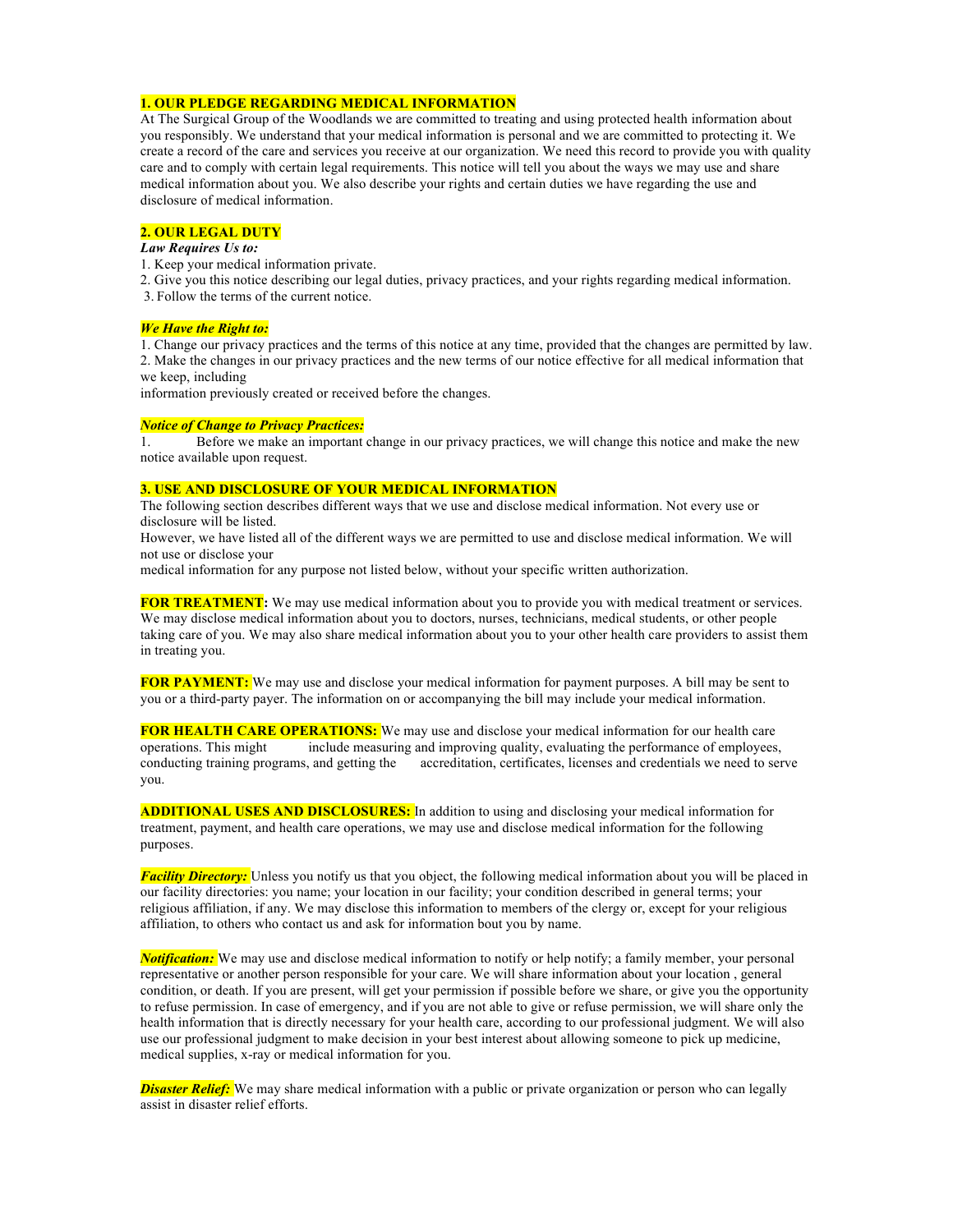## 1. OUR PLEDGE REGARDING MEDICAL INFORMATION

At The Surgical Group of the Woodlands we are committed to treating and using protected health information about you responsibly. We understand that your medical information is personal and we are committed to protecting it. We create a record of the care and services you receive at our organization. We need this record to provide you with quality care and to comply with certain legal requirements. This notice will tell you about the ways we may use and share medical information about you. We also describe your rights and certain duties we have regarding the use and disclosure of medical information.

## 2. OUR LEGAL DUTY

***Law Requires Us to:***

1. Keep your medical information private.
2. Give you this notice describing our legal duties, privacy practices, and your rights regarding medical information.
3. Follow the terms of the current notice.

***We Have the Right to:***

1. Change our privacy practices and the terms of this notice at any time, provided that the changes are permitted by law.
2. Make the changes in our privacy practices and the new terms of our notice effective for all medical information that we keep, including information previously created or received before the changes.

***Notice of Change to Privacy Practices:***

1. Before we make an important change in our privacy practices, we will change this notice and make the new notice available upon request.

## 3. USE AND DISCLOSURE OF YOUR MEDICAL INFORMATION

The following section describes different ways that we use and disclose medical information. Not every use or disclosure will be listed.

However, we have listed all of the different ways we are permitted to use and disclose medical information. We will not use or disclose your medical information for any purpose not listed below, without your specific written authorization.

**FOR TREATMENT:** We may use medical information about you to provide you with medical treatment or services. We may disclose medical information about you to doctors, nurses, technicians, medical students, or other people taking care of you. We may also share medical information about you to your other health care providers to assist them in treating you.

**FOR PAYMENT:** We may use and disclose your medical information for payment purposes. A bill may be sent to you or a third-party payer. The information on or accompanying the bill may include your medical information.

**FOR HEALTH CARE OPERATIONS:** We may use and disclose your medical information for our health care operations. This might include measuring and improving quality, evaluating the performance of employees, conducting training programs, and getting the accreditation, certificates, licenses and credentials we need to serve you.

**ADDITIONAL USES AND DISCLOSURES:** In addition to using and disclosing your medical information for treatment, payment, and health care operations, we may use and disclose medical information for the following purposes.

***Facility Directory:*** Unless you notify us that you object, the following medical information about you will be placed in our facility directories: you name; your location in our facility; your condition described in general terms; your religious affiliation, if any. We may disclose this information to members of the clergy or, except for your religious affiliation, to others who contact us and ask for information bout you by name.

***Notification:*** We may use and disclose medical information to notify or help notify; a family member, your personal representative or another person responsible for your care. We will share information about your location , general condition, or death. If you are present, will get your permission if possible before we share, or give you the opportunity to refuse permission. In case of emergency, and if you are not able to give or refuse permission, we will share only the health information that is directly necessary for your health care, according to our professional judgment. We will also use our professional judgment to make decision in your best interest about allowing someone to pick up medicine, medical supplies, x-ray or medical information for you.

***Disaster Relief:*** We may share medical information with a public or private organization or person who can legally assist in disaster relief efforts.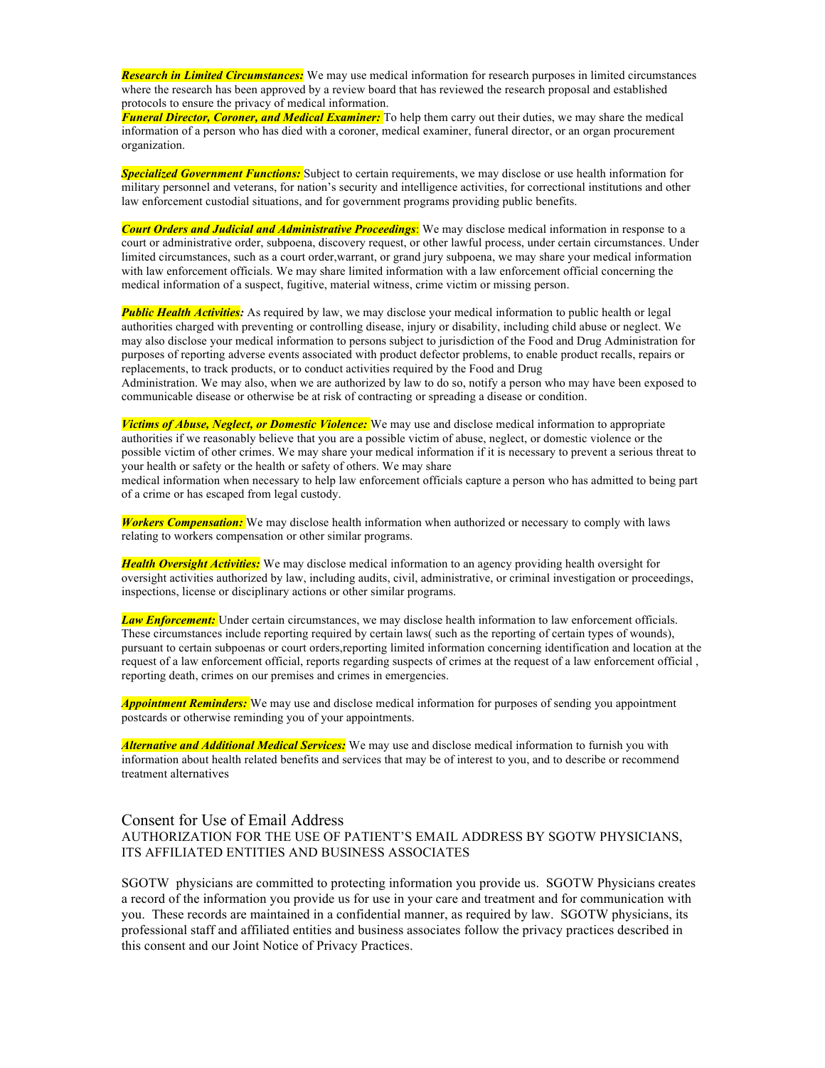***Research in Limited Circumstances:*** We may use medical information for research purposes in limited circumstances where the research has been approved by a review board that has reviewed the research proposal and established protocols to ensure the privacy of medical information.

***Funeral Director, Coroner, and Medical Examiner:*** To help them carry out their duties, we may share the medical information of a person who has died with a coroner, medical examiner, funeral director, or an organ procurement organization.

***Specialized Government Functions:*** Subject to certain requirements, we may disclose or use health information for military personnel and veterans, for nation's security and intelligence activities, for correctional institutions and other law enforcement custodial situations, and for government programs providing public benefits.

***Court Orders and Judicial and Administrative Proceedings***: We may disclose medical information in response to a court or administrative order, subpoena, discovery request, or other lawful process, under certain circumstances. Under limited circumstances, such as a court order,warrant, or grand jury subpoena, we may share your medical information with law enforcement officials. We may share limited information with a law enforcement official concerning the medical information of a suspect, fugitive, material witness, crime victim or missing person.

***Public Health Activities:*** As required by law, we may disclose your medical information to public health or legal authorities charged with preventing or controlling disease, injury or disability, including child abuse or neglect. We may also disclose your medical information to persons subject to jurisdiction of the Food and Drug Administration for purposes of reporting adverse events associated with product defector problems, to enable product recalls, repairs or replacements, to track products, or to conduct activities required by the Food and Drug Administration. We may also, when we are authorized by law to do so, notify a person who may have been exposed to communicable disease or otherwise be at risk of contracting or spreading a disease or condition.

***Victims of Abuse, Neglect, or Domestic Violence:*** We may use and disclose medical information to appropriate authorities if we reasonably believe that you are a possible victim of abuse, neglect, or domestic violence or the possible victim of other crimes. We may share your medical information if it is necessary to prevent a serious threat to your health or safety or the health or safety of others. We may share medical information when necessary to help law enforcement officials capture a person who has admitted to being part of a crime or has escaped from legal custody.

***Workers Compensation:*** We may disclose health information when authorized or necessary to comply with laws relating to workers compensation or other similar programs.

***Health Oversight Activities:*** We may disclose medical information to an agency providing health oversight for oversight activities authorized by law, including audits, civil, administrative, or criminal investigation or proceedings, inspections, license or disciplinary actions or other similar programs.

***Law Enforcement:*** Under certain circumstances, we may disclose health information to law enforcement officials. These circumstances include reporting required by certain laws( such as the reporting of certain types of wounds), pursuant to certain subpoenas or court orders,reporting limited information concerning identification and location at the request of a law enforcement official, reports regarding suspects of crimes at the request of a law enforcement official , reporting death, crimes on our premises and crimes in emergencies.

***Appointment Reminders:*** We may use and disclose medical information for purposes of sending you appointment postcards or otherwise reminding you of your appointments.

***Alternative and Additional Medical Services:*** We may use and disclose medical information to furnish you with information about health related benefits and services that may be of interest to you, and to describe or recommend treatment alternatives

## Consent for Use of Email Address

AUTHORIZATION FOR THE USE OF PATIENT'S EMAIL ADDRESS BY SGOTW PHYSICIANS, ITS AFFILIATED ENTITIES AND BUSINESS ASSOCIATES

SGOTW physicians are committed to protecting information you provide us. SGOTW Physicians creates a record of the information you provide us for use in your care and treatment and for communication with you. These records are maintained in a confidential manner, as required by law. SGOTW physicians, its professional staff and affiliated entities and business associates follow the privacy practices described in this consent and our Joint Notice of Privacy Practices.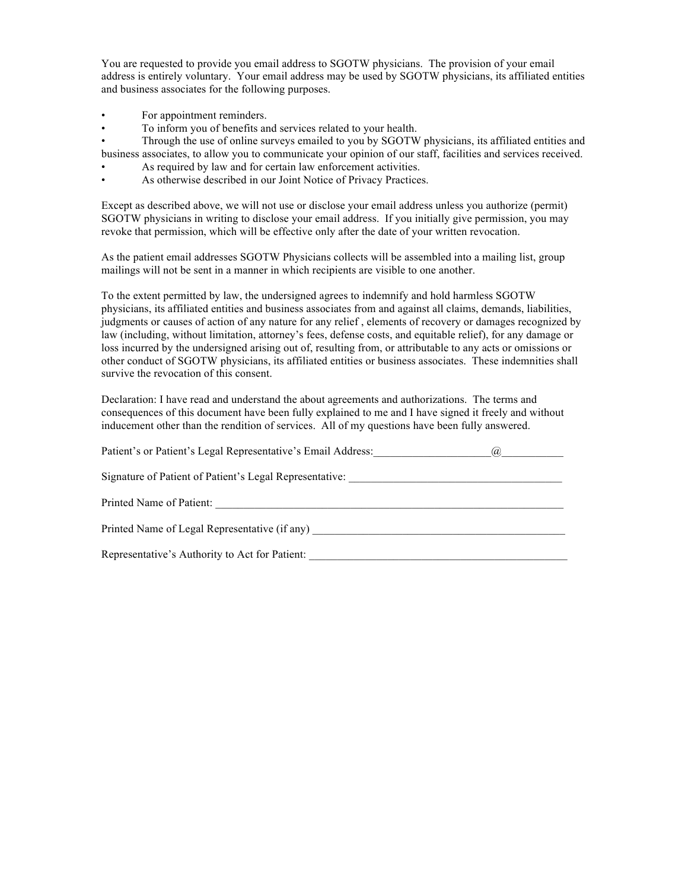You are requested to provide you email address to SGOTW physicians. The provision of your email address is entirely voluntary. Your email address may be used by SGOTW physicians, its affiliated entities and business associates for the following purposes.

- For appointment reminders.
- To inform you of benefits and services related to your health.
- Through the use of online surveys emailed to you by SGOTW physicians, its affiliated entities and business associates, to allow you to communicate your opinion of our staff, facilities and services received.
- As required by law and for certain law enforcement activities.
- As otherwise described in our Joint Notice of Privacy Practices.

Except as described above, we will not use or disclose your email address unless you authorize (permit) SGOTW physicians in writing to disclose your email address. If you initially give permission, you may revoke that permission, which will be effective only after the date of your written revocation.

As the patient email addresses SGOTW Physicians collects will be assembled into a mailing list, group mailings will not be sent in a manner in which recipients are visible to one another.

To the extent permitted by law, the undersigned agrees to indemnify and hold harmless SGOTW physicians, its affiliated entities and business associates from and against all claims, demands, liabilities, judgments or causes of action of any nature for any relief , elements of recovery or damages recognized by law (including, without limitation, attorney's fees, defense costs, and equitable relief), for any damage or loss incurred by the undersigned arising out of, resulting from, or attributable to any acts or omissions or other conduct of SGOTW physicians, its affiliated entities or business associates. These indemnities shall survive the revocation of this consent.

Declaration: I have read and understand the about agreements and authorizations. The terms and consequences of this document have been fully explained to me and I have signed it freely and without inducement other than the rendition of services. All of my questions have been fully answered.

Patient's or Patient's Legal Representative's Email Address:_____________________@___________

Signature of Patient of Patient's Legal Representative: ______________________________________

Printed Name of Patient: ______________________________________________________________

Printed Name of Legal Representative (if any) _____________________________________________

Representative's Authority to Act for Patient: ______________________________________________